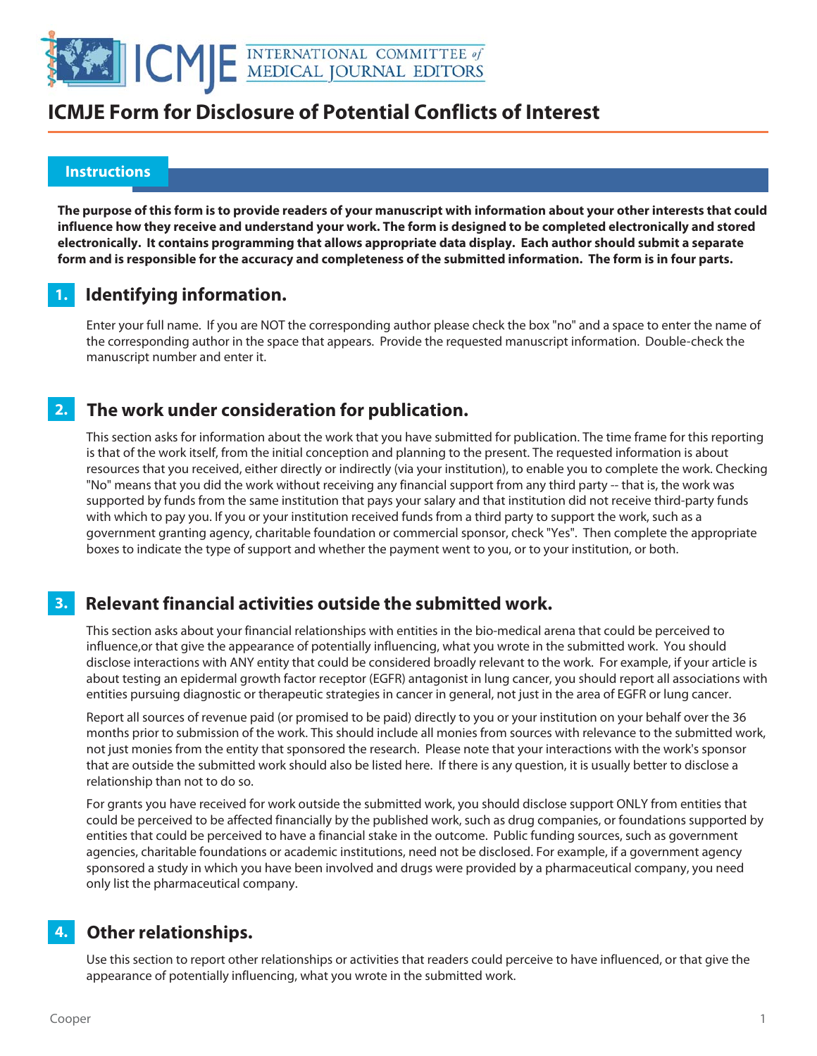# ICMJE Form for Disclosure of Potential Conflicts of Interest

## Instructions

**The purpose of this form is to provide readers of your manuscript with information about your other interests that could influence how they receive and understand your work. The form is designed to be completed electronically and stored electronically. It contains programming that allows appropriate data display. Each author should submit a separate form and is responsible for the accuracy and completeness of the submitted information. The form is in four parts.**

### 1. Identifying information.

Enter your full name. If you are NOT the corresponding author please check the box "no" and a space to enter the name of the corresponding author in the space that appears. Provide the requested manuscript information. Double-check the manuscript number and enter it.

### 2. The work under consideration for publication.

This section asks for information about the work that you have submitted for publication. The time frame for this reporting is that of the work itself, from the initial conception and planning to the present. The requested information is about resources that you received, either directly or indirectly (via your institution), to enable you to complete the work. Checking "No" means that you did the work without receiving any financial support from any third party -- that is, the work was supported by funds from the same institution that pays your salary and that institution did not receive third-party funds with which to pay you. If you or your institution received funds from a third party to support the work, such as a government granting agency, charitable foundation or commercial sponsor, check "Yes". Then complete the appropriate boxes to indicate the type of support and whether the payment went to you, or to your institution, or both.

### 3. Relevant financial activities outside the submitted work.

This section asks about your financial relationships with entities in the bio-medical arena that could be perceived to influence,or that give the appearance of potentially influencing, what you wrote in the submitted work. You should disclose interactions with ANY entity that could be considered broadly relevant to the work. For example, if your article is about testing an epidermal growth factor receptor (EGFR) antagonist in lung cancer, you should report all associations with entities pursuing diagnostic or therapeutic strategies in cancer in general, not just in the area of EGFR or lung cancer.

Report all sources of revenue paid (or promised to be paid) directly to you or your institution on your behalf over the 36 months prior to submission of the work. This should include all monies from sources with relevance to the submitted work, not just monies from the entity that sponsored the research. Please note that your interactions with the work's sponsor that are outside the submitted work should also be listed here. If there is any question, it is usually better to disclose a relationship than not to do so.

For grants you have received for work outside the submitted work, you should disclose support ONLY from entities that could be perceived to be affected financially by the published work, such as drug companies, or foundations supported by entities that could be perceived to have a financial stake in the outcome. Public funding sources, such as government agencies, charitable foundations or academic institutions, need not be disclosed. For example, if a government agency sponsored a study in which you have been involved and drugs were provided by a pharmaceutical company, you need only list the pharmaceutical company.

### 4. Other relationships.

Use this section to report other relationships or activities that readers could perceive to have influenced, or that give the appearance of potentially influencing, what you wrote in the submitted work.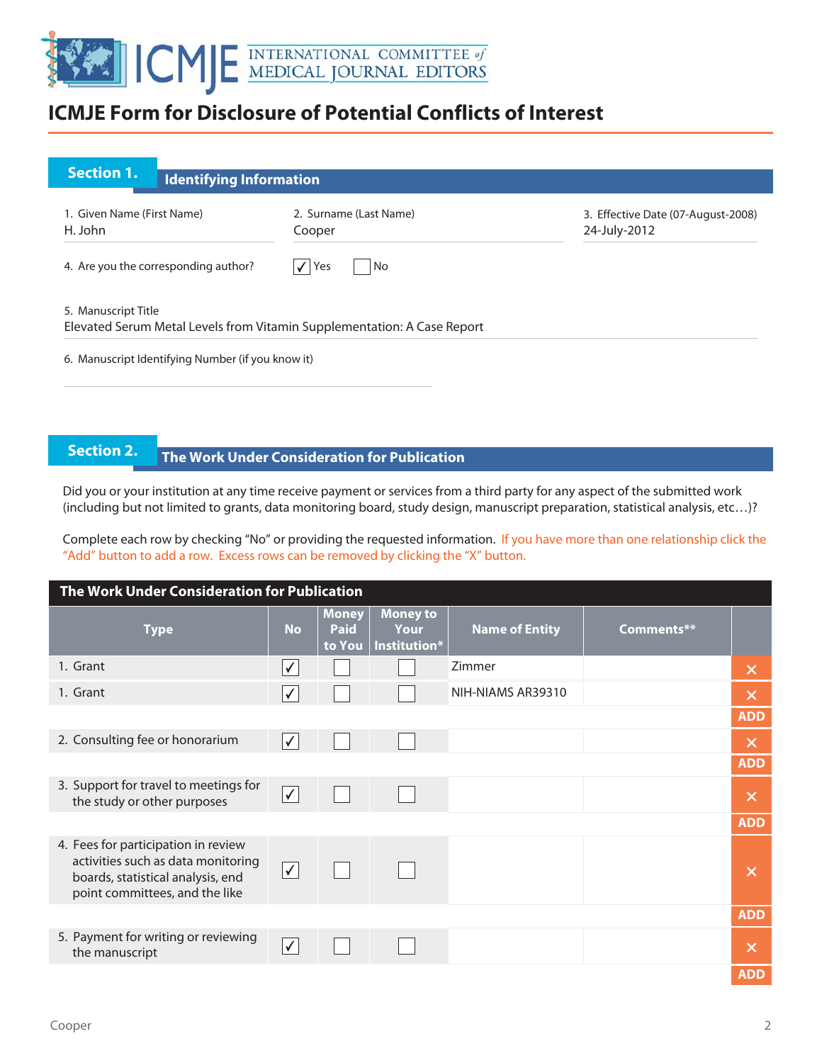# ICMJE Form for Disclosure of Potential Conflicts of Interest

## Section 1. Identifying Information

1. Given Name (First Name): H. John
2. Surname (Last Name): Cooper
3. Effective Date (07-August-2008): 24-July-2012
4. Are you the corresponding author? ☑ Yes ☐ No
5. Manuscript Title: Elevated Serum Metal Levels from Vitamin Supplementation: A Case Report
6. Manuscript Identifying Number (if you know it):

## Section 2. The Work Under Consideration for Publication

Did you or your institution at any time receive payment or services from a third party for any aspect of the submitted work (including but not limited to grants, data monitoring board, study design, manuscript preparation, statistical analysis, etc…)?

Complete each row by checking "No" or providing the requested information. If you have more than one relationship click the "Add" button to add a row. Excess rows can be removed by clicking the "X" button.

**The Work Under Consideration for Publication**

| Type | No | Money Paid to You | Money to Your Institution* | Name of Entity | Comments** |
|---|---|---|---|---|---|
| 1. Grant | ✓ | | | Zimmer | |
| 1. Grant | ✓ | | | NIH-NIAMS AR39310 | |
| 2. Consulting fee or honorarium | ✓ | | | | |
| 3. Support for travel to meetings for the study or other purposes | ✓ | | | | |
| 4. Fees for participation in review activities such as data monitoring boards, statistical analysis, end point committees, and the like | ✓ | | | | |
| 5. Payment for writing or reviewing the manuscript | ✓ | | | | |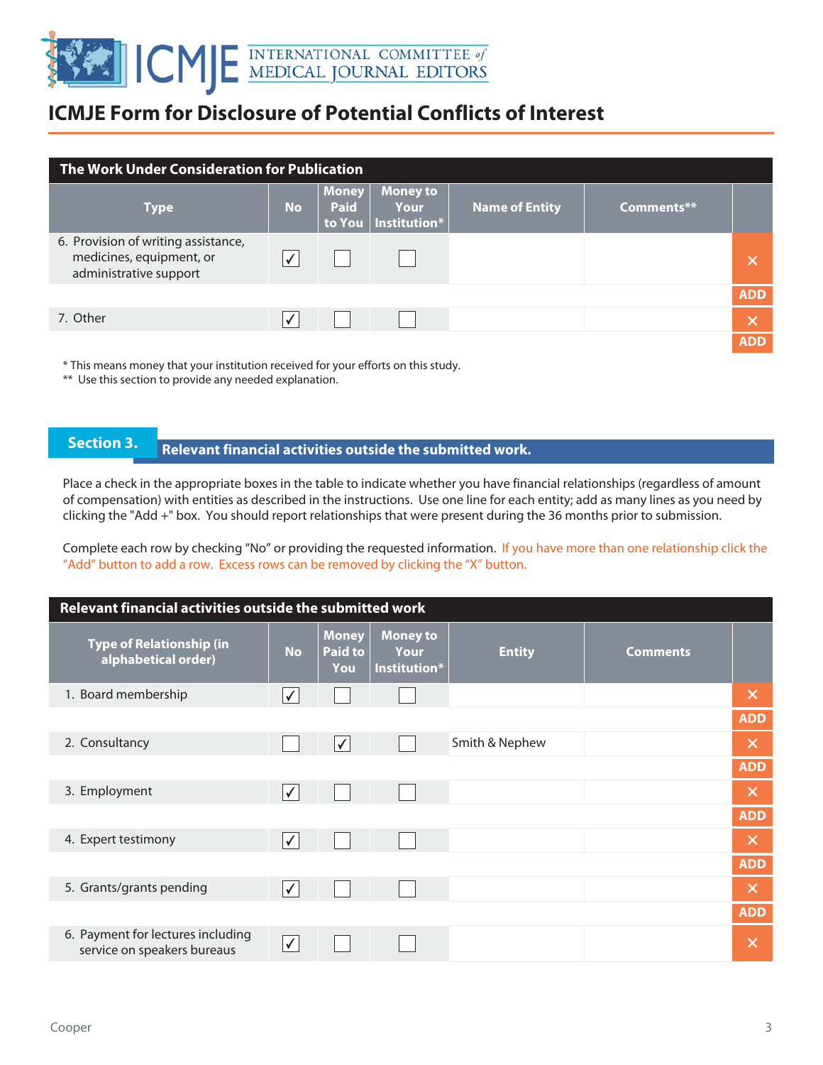# ICMJE Form for Disclosure of Potential Conflicts of Interest

**The Work Under Consideration for Publication**

| Type | No | Money Paid to You | Money to Your Institution* | Name of Entity | Comments** |
|---|---|---|---|---|---|
| 6. Provision of writing assistance, medicines, equipment, or administrative support | ✓ | | | | |
| 7. Other | ✓ | | | | |

\* This means money that your institution received for your efforts on this study.
\*\* Use this section to provide any needed explanation.

## Section 3. Relevant financial activities outside the submitted work.

Place a check in the appropriate boxes in the table to indicate whether you have financial relationships (regardless of amount of compensation) with entities as described in the instructions. Use one line for each entity; add as many lines as you need by clicking the "Add +" box. You should report relationships that were present during the 36 months prior to submission.

Complete each row by checking "No" or providing the requested information. If you have more than one relationship click the "Add" button to add a row. Excess rows can be removed by clicking the "X" button.

**Relevant financial activities outside the submitted work**

| Type of Relationship (in alphabetical order) | No | Money Paid to You | Money to Your Institution* | Entity | Comments |
|---|---|---|---|---|---|
| 1. Board membership | ✓ | | | | |
| 2. Consultancy | | ✓ | | Smith & Nephew | |
| 3. Employment | ✓ | | | | |
| 4. Expert testimony | ✓ | | | | |
| 5. Grants/grants pending | ✓ | | | | |
| 6. Payment for lectures including service on speakers bureaus | ✓ | | | | |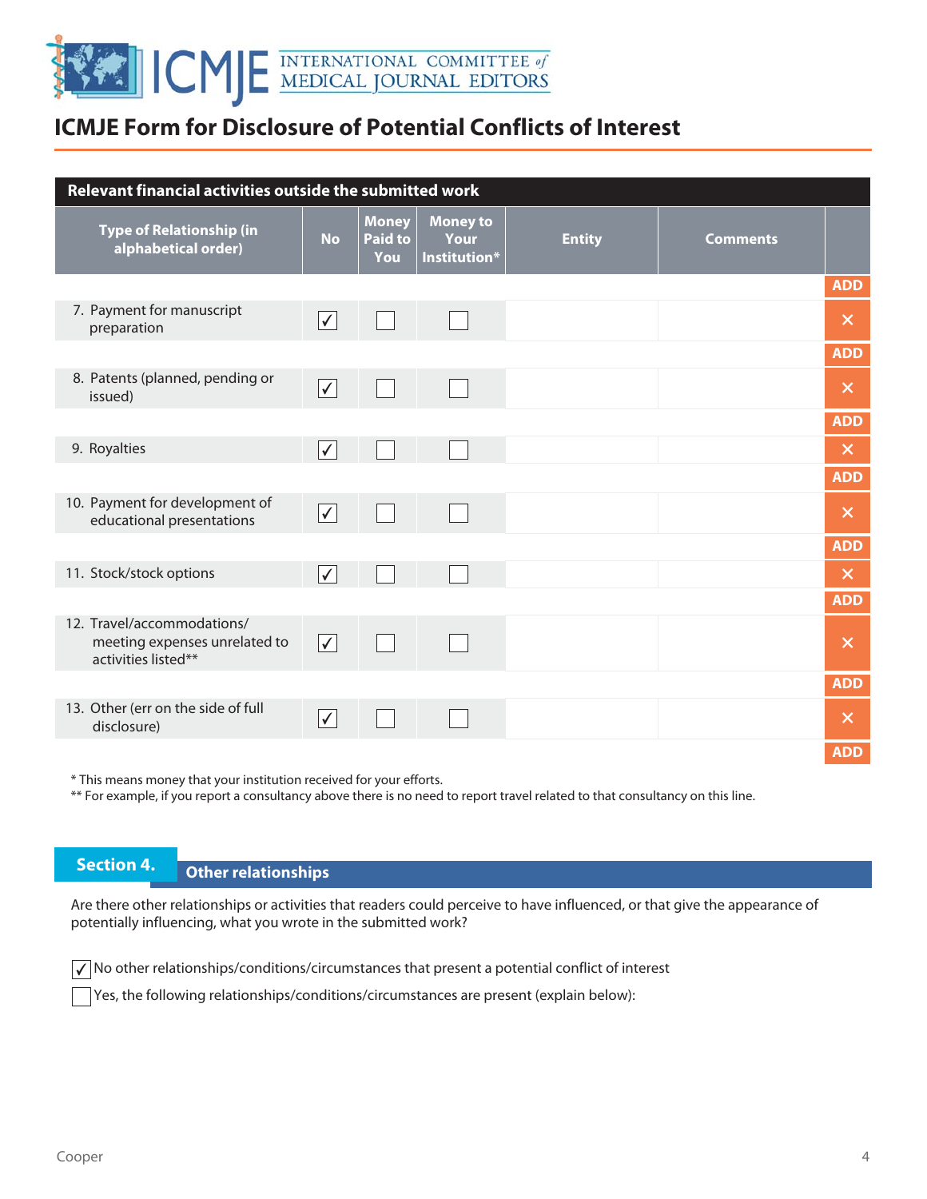# ICMJE Form for Disclosure of Potential Conflicts of Interest

**Relevant financial activities outside the submitted work**

| Type of Relationship (in alphabetical order) | No | Money Paid to You | Money to Your Institution* | Entity | Comments |
|---|---|---|---|---|---|
| 7. Payment for manuscript preparation | ✓ | ☐ | ☐ | | |
| 8. Patents (planned, pending or issued) | ✓ | ☐ | ☐ | | |
| 9. Royalties | ✓ | ☐ | ☐ | | |
| 10. Payment for development of educational presentations | ✓ | ☐ | ☐ | | |
| 11. Stock/stock options | ✓ | ☐ | ☐ | | |
| 12. Travel/accommodations/ meeting expenses unrelated to activities listed** | ✓ | ☐ | ☐ | | |
| 13. Other (err on the side of full disclosure) | ✓ | ☐ | ☐ | | |

* This means money that your institution received for your efforts.
** For example, if you report a consultancy above there is no need to report travel related to that consultancy on this line.

## Section 4. Other relationships

Are there other relationships or activities that readers could perceive to have influenced, or that give the appearance of potentially influencing, what you wrote in the submitted work?

- ☑ No other relationships/conditions/circumstances that present a potential conflict of interest
- ☐ Yes, the following relationships/conditions/circumstances are present (explain below):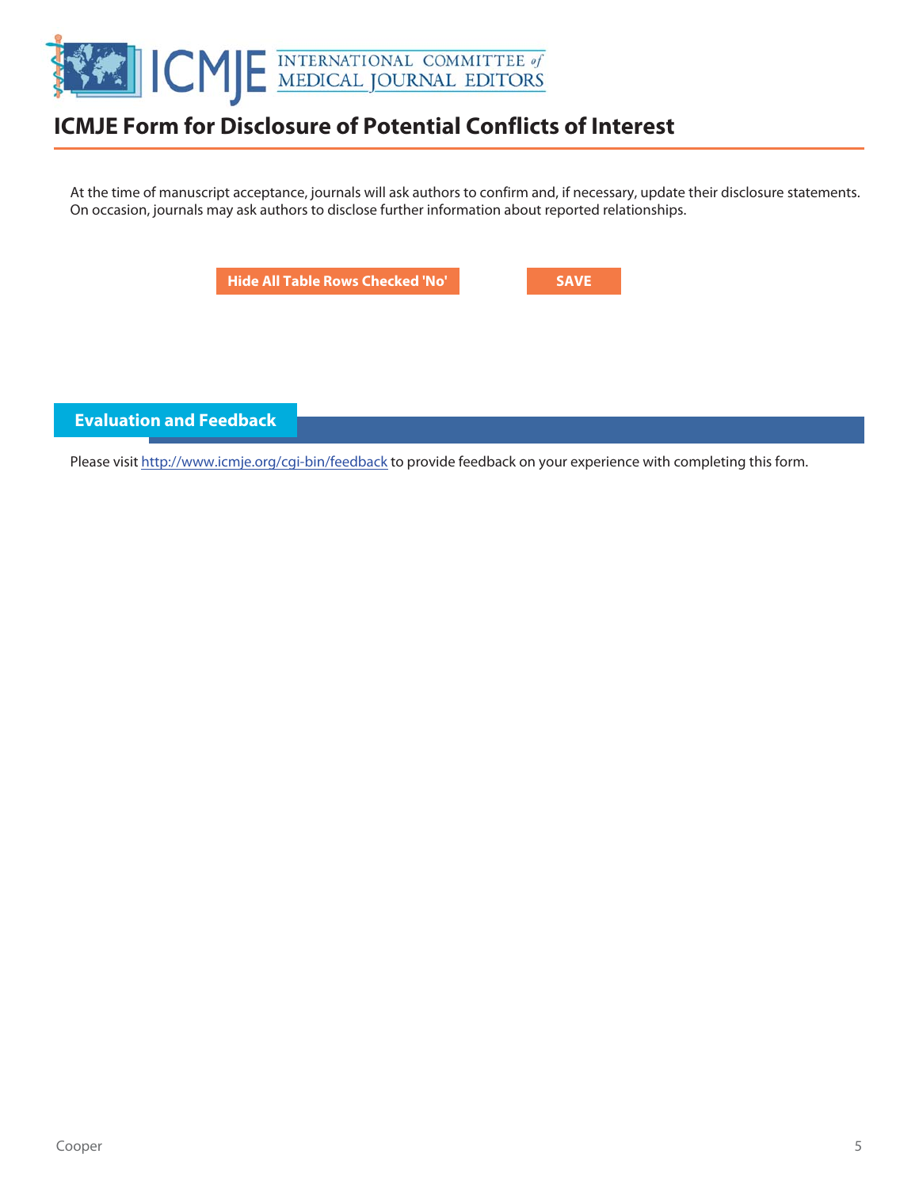# ICMJE Form for Disclosure of Potential Conflicts of Interest

At the time of manuscript acceptance, journals will ask authors to confirm and, if necessary, update their disclosure statements. On occasion, journals may ask authors to disclose further information about reported relationships.

Hide All Table Rows Checked 'No'

SAVE

## Evaluation and Feedback

Please visit http://www.icmje.org/cgi-bin/feedback to provide feedback on your experience with completing this form.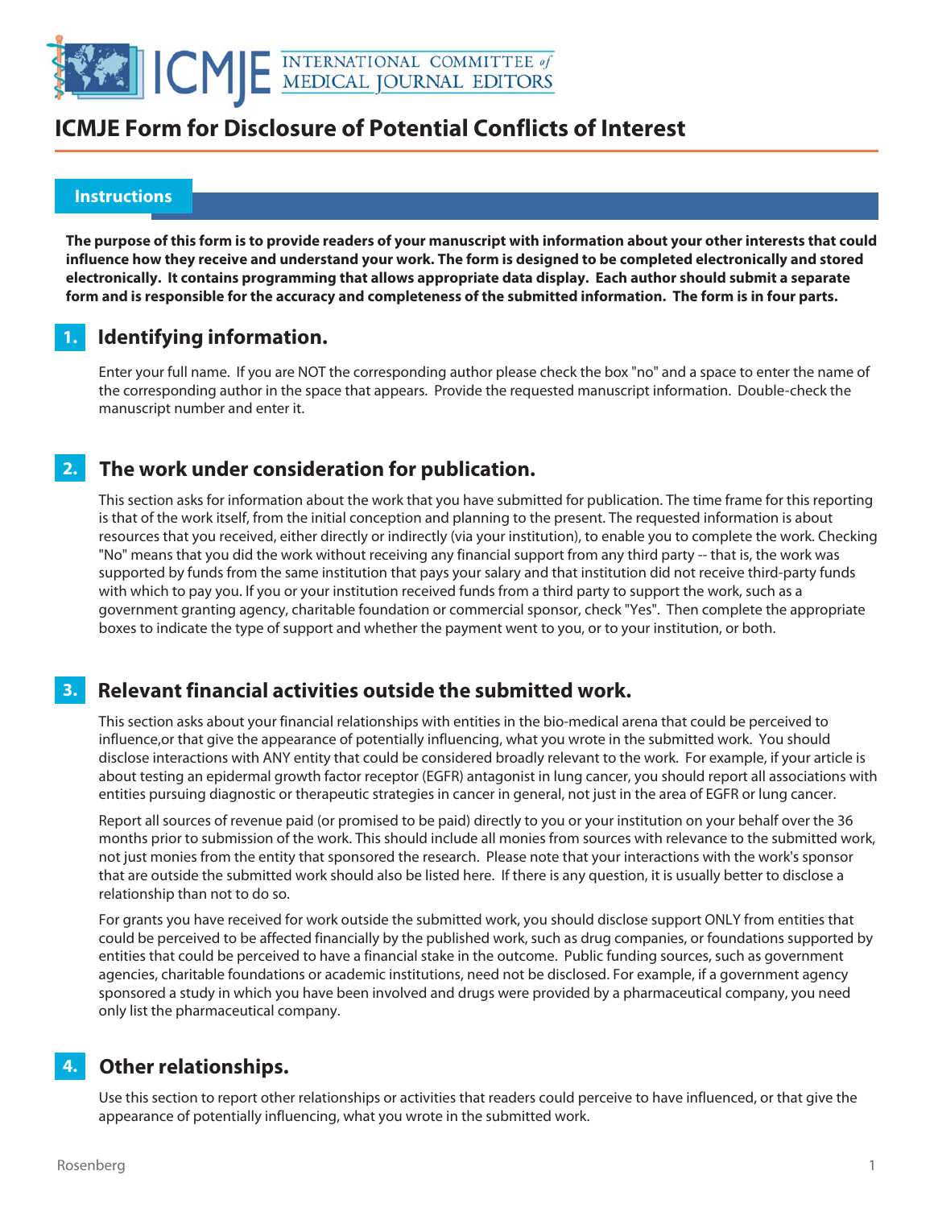# ICMJE Form for Disclosure of Potential Conflicts of Interest

## Instructions

**The purpose of this form is to provide readers of your manuscript with information about your other interests that could influence how they receive and understand your work. The form is designed to be completed electronically and stored electronically. It contains programming that allows appropriate data display. Each author should submit a separate form and is responsible for the accuracy and completeness of the submitted information. The form is in four parts.**

### 1. Identifying information.

Enter your full name. If you are NOT the corresponding author please check the box "no" and a space to enter the name of the corresponding author in the space that appears. Provide the requested manuscript information. Double-check the manuscript number and enter it.

### 2. The work under consideration for publication.

This section asks for information about the work that you have submitted for publication. The time frame for this reporting is that of the work itself, from the initial conception and planning to the present. The requested information is about resources that you received, either directly or indirectly (via your institution), to enable you to complete the work. Checking "No" means that you did the work without receiving any financial support from any third party -- that is, the work was supported by funds from the same institution that pays your salary and that institution did not receive third-party funds with which to pay you. If you or your institution received funds from a third party to support the work, such as a government granting agency, charitable foundation or commercial sponsor, check "Yes". Then complete the appropriate boxes to indicate the type of support and whether the payment went to you, or to your institution, or both.

### 3. Relevant financial activities outside the submitted work.

This section asks about your financial relationships with entities in the bio-medical arena that could be perceived to influence,or that give the appearance of potentially influencing, what you wrote in the submitted work. You should disclose interactions with ANY entity that could be considered broadly relevant to the work. For example, if your article is about testing an epidermal growth factor receptor (EGFR) antagonist in lung cancer, you should report all associations with entities pursuing diagnostic or therapeutic strategies in cancer in general, not just in the area of EGFR or lung cancer.

Report all sources of revenue paid (or promised to be paid) directly to you or your institution on your behalf over the 36 months prior to submission of the work. This should include all monies from sources with relevance to the submitted work, not just monies from the entity that sponsored the research. Please note that your interactions with the work's sponsor that are outside the submitted work should also be listed here. If there is any question, it is usually better to disclose a relationship than not to do so.

For grants you have received for work outside the submitted work, you should disclose support ONLY from entities that could be perceived to be affected financially by the published work, such as drug companies, or foundations supported by entities that could be perceived to have a financial stake in the outcome. Public funding sources, such as government agencies, charitable foundations or academic institutions, need not be disclosed. For example, if a government agency sponsored a study in which you have been involved and drugs were provided by a pharmaceutical company, you need only list the pharmaceutical company.

### 4. Other relationships.

Use this section to report other relationships or activities that readers could perceive to have influenced, or that give the appearance of potentially influencing, what you wrote in the submitted work.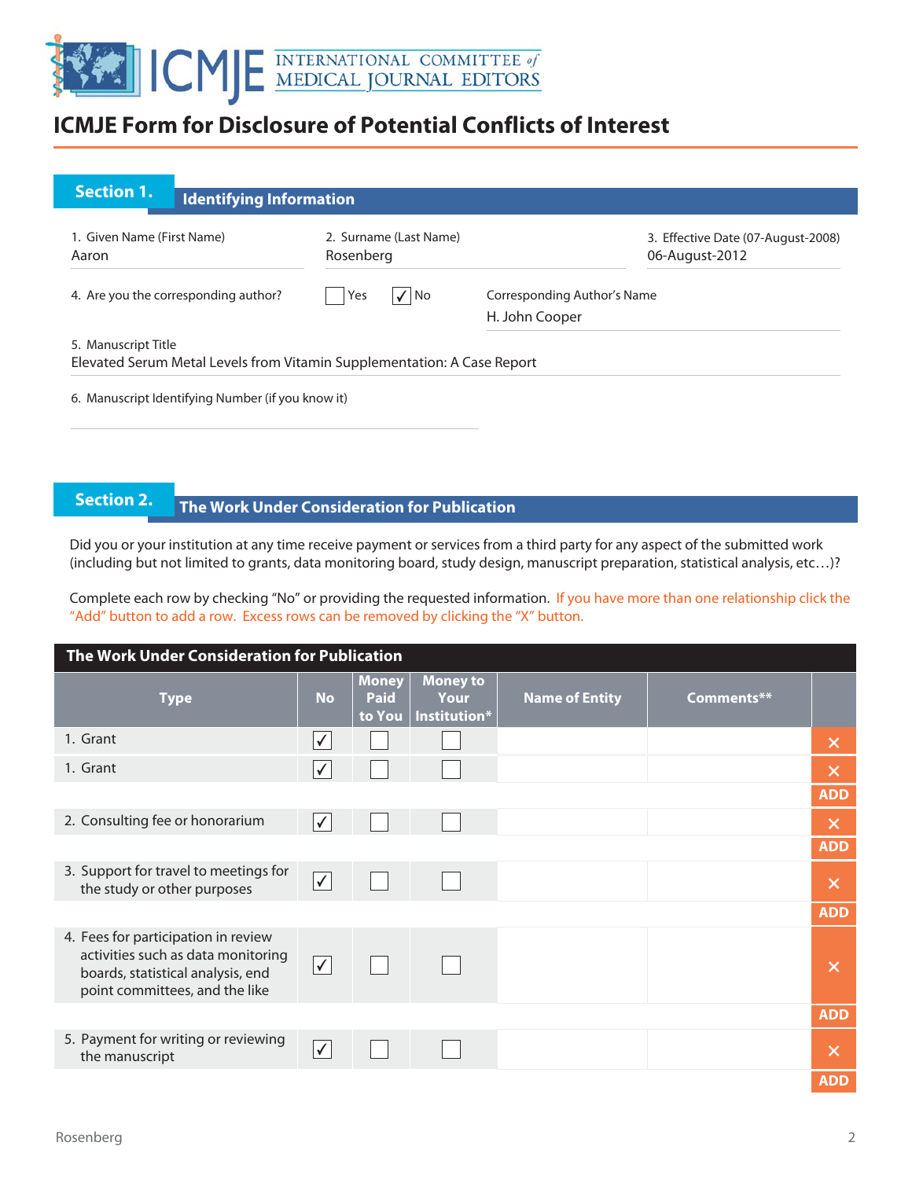# ICMJE INTERNATIONAL COMMITTEE of MEDICAL JOURNAL EDITORS

## ICMJE Form for Disclosure of Potential Conflicts of Interest

### Section 1. Identifying Information

1. Given Name (First Name): Aaron
2. Surname (Last Name): Rosenberg
3. Effective Date (07-August-2008): 06-August-2012
4. Are you the corresponding author? ☐ Yes ☑ No

Corresponding Author's Name: H. John Cooper

5. Manuscript Title: Elevated Serum Metal Levels from Vitamin Supplementation: A Case Report
6. Manuscript Identifying Number (if you know it):

### Section 2. The Work Under Consideration for Publication

Did you or your institution at any time receive payment or services from a third party for any aspect of the submitted work (including but not limited to grants, data monitoring board, study design, manuscript preparation, statistical analysis, etc…)?

Complete each row by checking "No" or providing the requested information. If you have more than one relationship click the "Add" button to add a row. Excess rows can be removed by clicking the "X" button.

**The Work Under Consideration for Publication**

| Type | No | Money Paid to You | Money to Your Institution* | Name of Entity | Comments** |
|---|---|---|---|---|---|
| 1. Grant | ☑ | ☐ | ☐ | | |
| 1. Grant | ☑ | ☐ | ☐ | | |
| 2. Consulting fee or honorarium | ☑ | ☐ | ☐ | | |
| 3. Support for travel to meetings for the study or other purposes | ☑ | ☐ | ☐ | | |
| 4. Fees for participation in review activities such as data monitoring boards, statistical analysis, end point committees, and the like | ☑ | ☐ | ☐ | | |
| 5. Payment for writing or reviewing the manuscript | ☑ | ☐ | ☐ | | |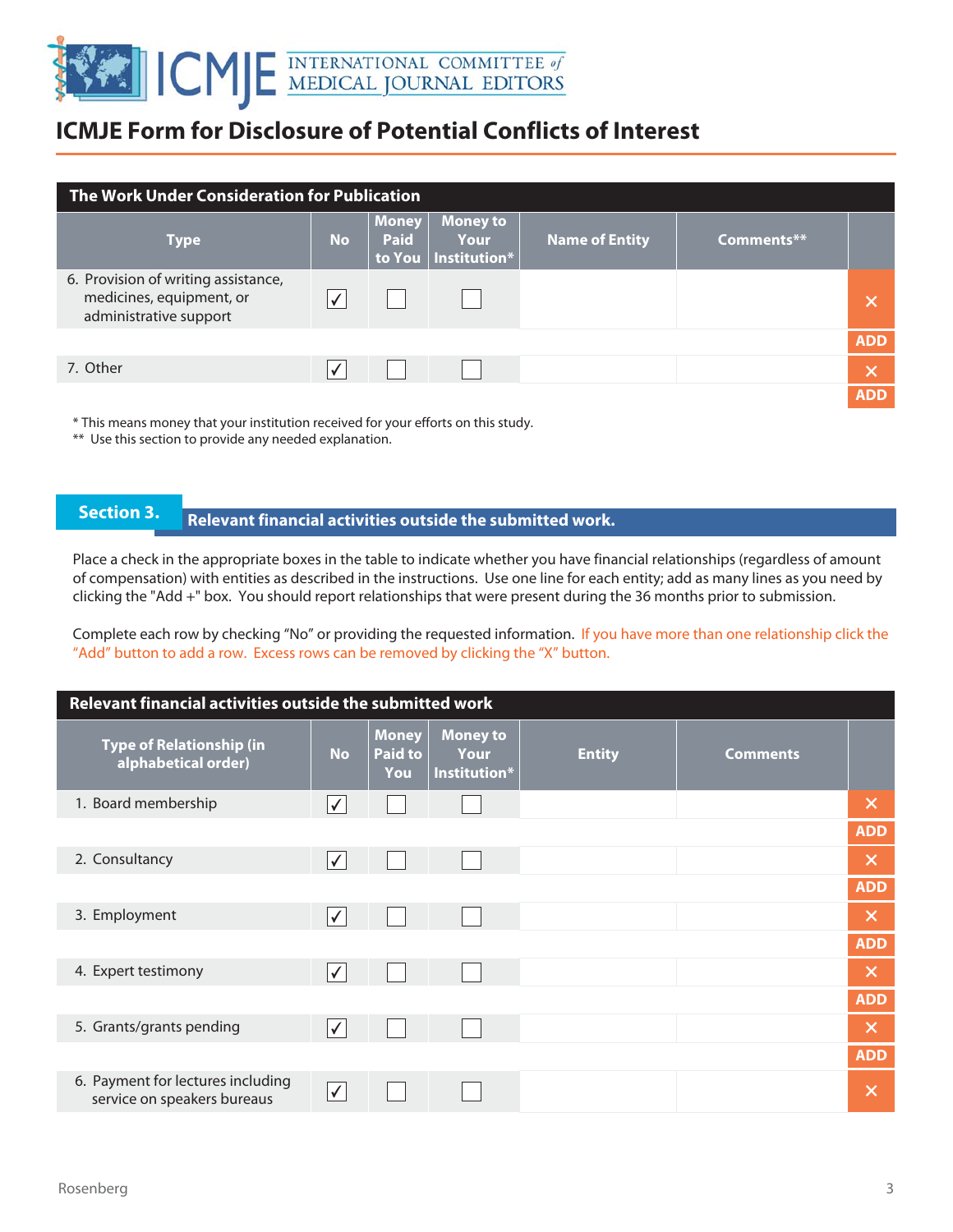# ICMJE Form for Disclosure of Potential Conflicts of Interest

| The Work Under Consideration for Publication | | | | | | |
|---|---|---|---|---|---|---|
| **Type** | **No** | **Money Paid to You** | **Money to Your Institution*** | **Name of Entity** | **Comments**** | |
| 6. Provision of writing assistance, medicines, equipment, or administrative support | ✓ | ☐ | ☐ | | | × |
| | | | | | | ADD |
| 7. Other | ✓ | ☐ | ☐ | | | × |
| | | | | | | ADD |

\* This means money that your institution received for your efforts on this study.

\*\* Use this section to provide any needed explanation.

## Section 3. Relevant financial activities outside the submitted work.

Place a check in the appropriate boxes in the table to indicate whether you have financial relationships (regardless of amount of compensation) with entities as described in the instructions. Use one line for each entity; add as many lines as you need by clicking the "Add +" box. You should report relationships that were present during the 36 months prior to submission.

Complete each row by checking "No" or providing the requested information. If you have more than one relationship click the "Add" button to add a row. Excess rows can be removed by clicking the "X" button.

| Relevant financial activities outside the submitted work | | | | | | |
|---|---|---|---|---|---|---|
| **Type of Relationship (in alphabetical order)** | **No** | **Money Paid to You** | **Money to Your Institution*** | **Entity** | **Comments** | |
| 1. Board membership | ✓ | ☐ | ☐ | | | × |
| | | | | | | ADD |
| 2. Consultancy | ✓ | ☐ | ☐ | | | × |
| | | | | | | ADD |
| 3. Employment | ✓ | ☐ | ☐ | | | × |
| | | | | | | ADD |
| 4. Expert testimony | ✓ | ☐ | ☐ | | | × |
| | | | | | | ADD |
| 5. Grants/grants pending | ✓ | ☐ | ☐ | | | × |
| | | | | | | ADD |
| 6. Payment for lectures including service on speakers bureaus | ✓ | ☐ | ☐ | | | × |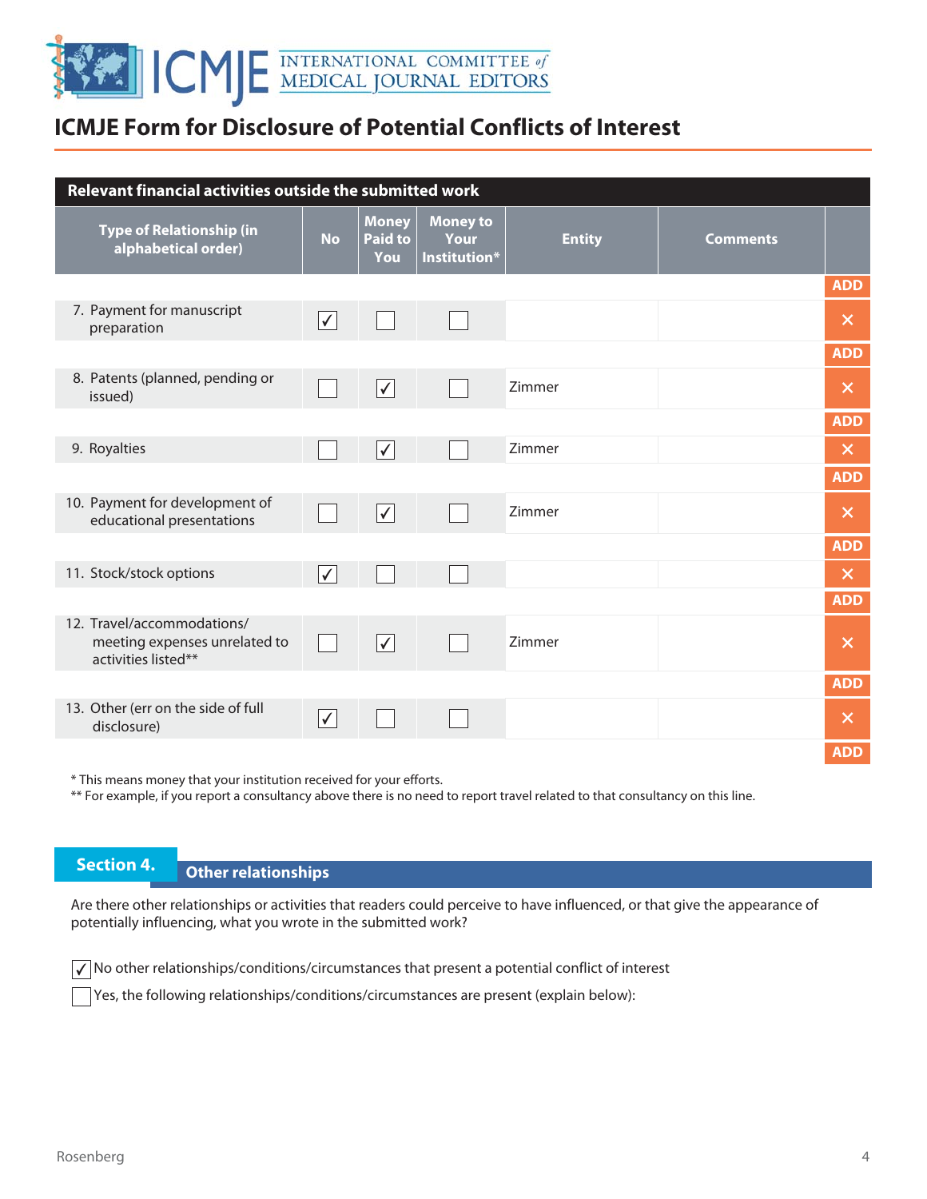# ICMJE Form for Disclosure of Potential Conflicts of Interest

**Relevant financial activities outside the submitted work**

| Type of Relationship (in alphabetical order) | No | Money Paid to You | Money to Your Institution* | Entity | Comments |
|---|---|---|---|---|---|
| 7. Payment for manuscript preparation | ✓ | | | | |
| 8. Patents (planned, pending or issued) | | ✓ | | Zimmer | |
| 9. Royalties | | ✓ | | Zimmer | |
| 10. Payment for development of educational presentations | | ✓ | | Zimmer | |
| 11. Stock/stock options | ✓ | | | | |
| 12. Travel/accommodations/ meeting expenses unrelated to activities listed** | | ✓ | | Zimmer | |
| 13. Other (err on the side of full disclosure) | ✓ | | | | |

\* This means money that your institution received for your efforts.

\** For example, if you report a consultancy above there is no need to report travel related to that consultancy on this line.

## Section 4. Other relationships

Are there other relationships or activities that readers could perceive to have influenced, or that give the appearance of potentially influencing, what you wrote in the submitted work?

- [x] No other relationships/conditions/circumstances that present a potential conflict of interest
- [ ] Yes, the following relationships/conditions/circumstances are present (explain below):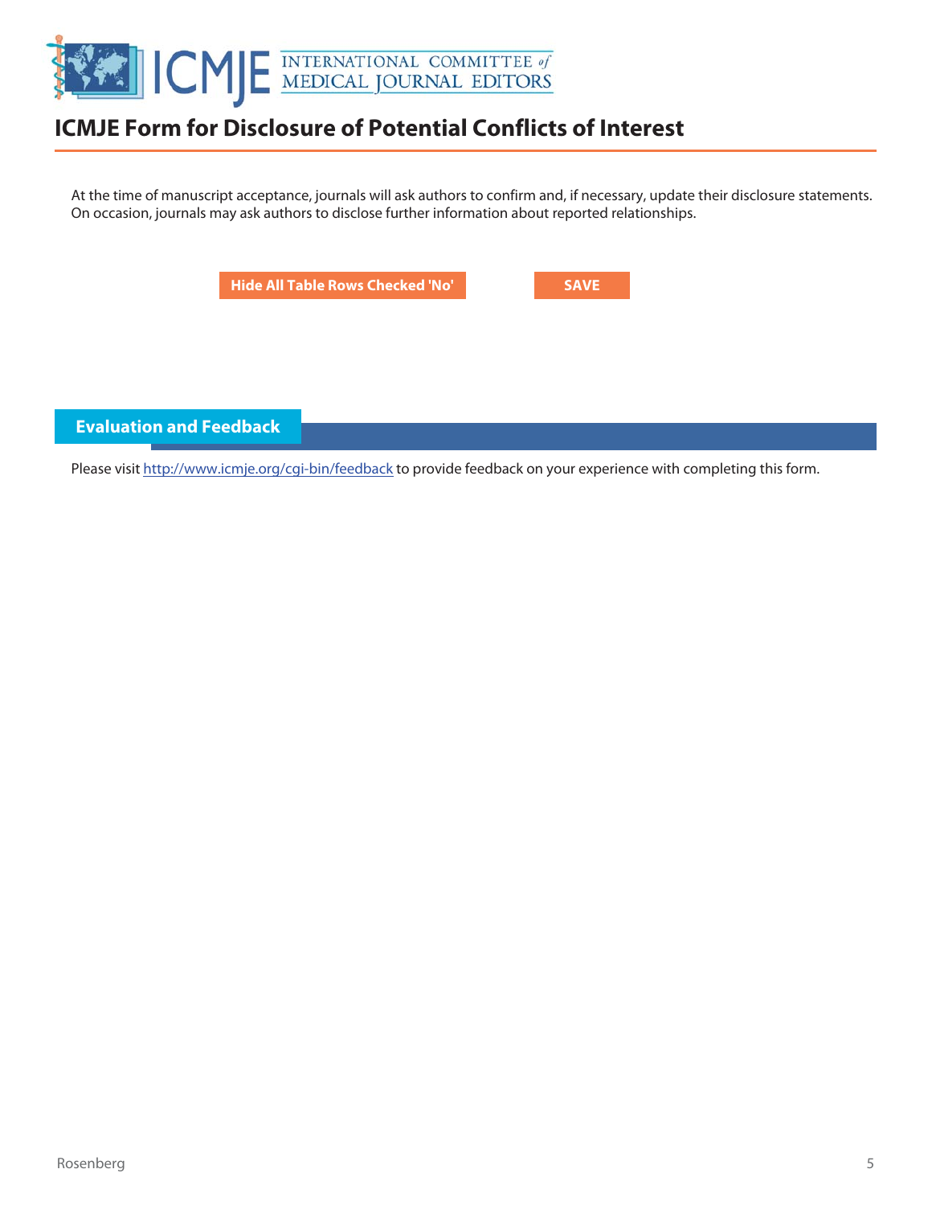# ICMJE Form for Disclosure of Potential Conflicts of Interest

At the time of manuscript acceptance, journals will ask authors to confirm and, if necessary, update their disclosure statements. On occasion, journals may ask authors to disclose further information about reported relationships.

Hide All Table Rows Checked 'No'

SAVE

## Evaluation and Feedback

Please visit http://www.icmje.org/cgi-bin/feedback to provide feedback on your experience with completing this form.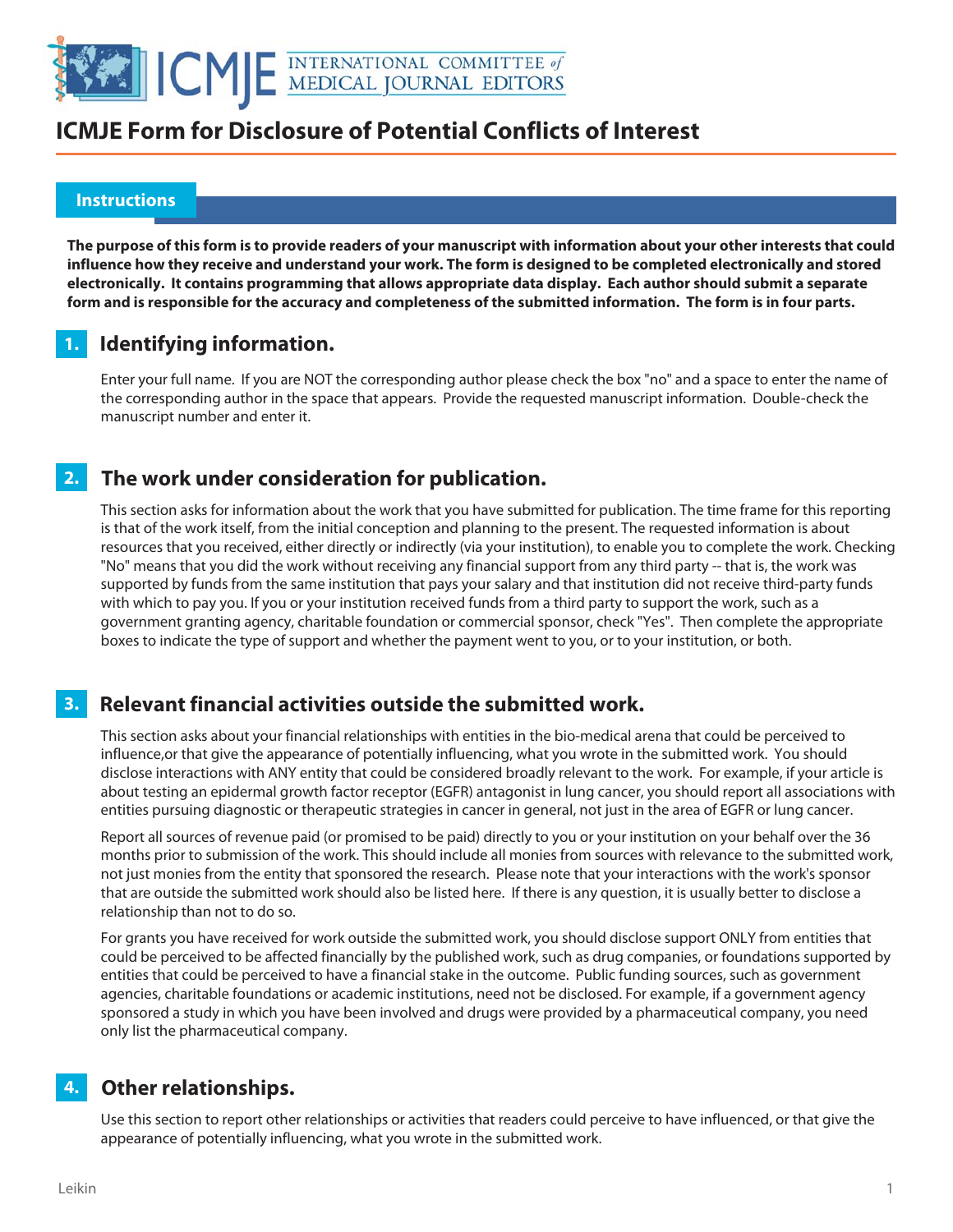# ICMJE Form for Disclosure of Potential Conflicts of Interest

## Instructions

**The purpose of this form is to provide readers of your manuscript with information about your other interests that could influence how they receive and understand your work. The form is designed to be completed electronically and stored electronically. It contains programming that allows appropriate data display. Each author should submit a separate form and is responsible for the accuracy and completeness of the submitted information. The form is in four parts.**

## 1. Identifying information.

Enter your full name. If you are NOT the corresponding author please check the box "no" and a space to enter the name of the corresponding author in the space that appears. Provide the requested manuscript information. Double-check the manuscript number and enter it.

## 2. The work under consideration for publication.

This section asks for information about the work that you have submitted for publication. The time frame for this reporting is that of the work itself, from the initial conception and planning to the present. The requested information is about resources that you received, either directly or indirectly (via your institution), to enable you to complete the work. Checking "No" means that you did the work without receiving any financial support from any third party -- that is, the work was supported by funds from the same institution that pays your salary and that institution did not receive third-party funds with which to pay you. If you or your institution received funds from a third party to support the work, such as a government granting agency, charitable foundation or commercial sponsor, check "Yes". Then complete the appropriate boxes to indicate the type of support and whether the payment went to you, or to your institution, or both.

## 3. Relevant financial activities outside the submitted work.

This section asks about your financial relationships with entities in the bio-medical arena that could be perceived to influence,or that give the appearance of potentially influencing, what you wrote in the submitted work. You should disclose interactions with ANY entity that could be considered broadly relevant to the work. For example, if your article is about testing an epidermal growth factor receptor (EGFR) antagonist in lung cancer, you should report all associations with entities pursuing diagnostic or therapeutic strategies in cancer in general, not just in the area of EGFR or lung cancer.

Report all sources of revenue paid (or promised to be paid) directly to you or your institution on your behalf over the 36 months prior to submission of the work. This should include all monies from sources with relevance to the submitted work, not just monies from the entity that sponsored the research. Please note that your interactions with the work's sponsor that are outside the submitted work should also be listed here. If there is any question, it is usually better to disclose a relationship than not to do so.

For grants you have received for work outside the submitted work, you should disclose support ONLY from entities that could be perceived to be affected financially by the published work, such as drug companies, or foundations supported by entities that could be perceived to have a financial stake in the outcome. Public funding sources, such as government agencies, charitable foundations or academic institutions, need not be disclosed. For example, if a government agency sponsored a study in which you have been involved and drugs were provided by a pharmaceutical company, you need only list the pharmaceutical company.

## 4. Other relationships.

Use this section to report other relationships or activities that readers could perceive to have influenced, or that give the appearance of potentially influencing, what you wrote in the submitted work.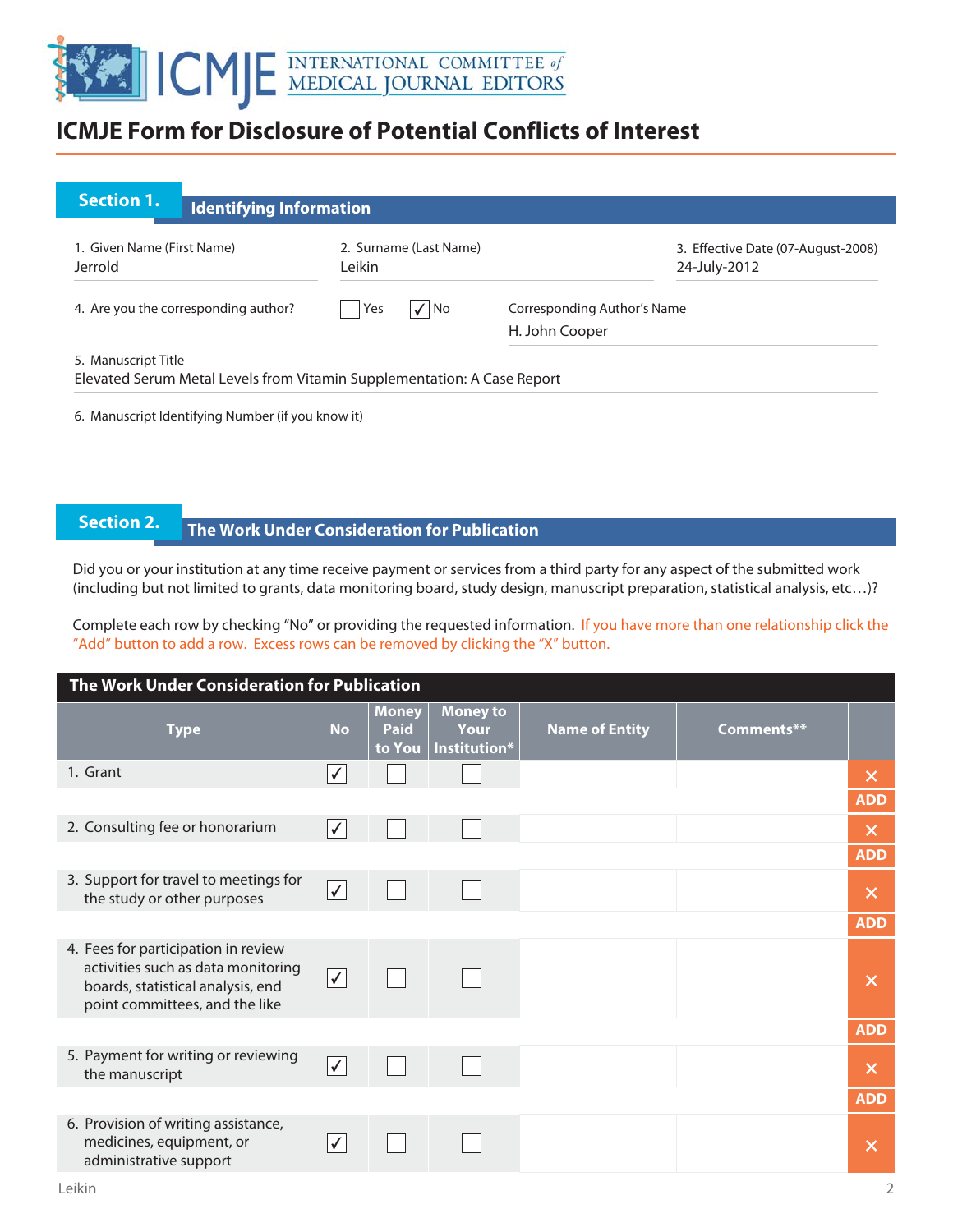# ICMJE Form for Disclosure of Potential Conflicts of Interest

## Section 1. Identifying Information

1. Given Name (First Name)
Jerrold

2. Surname (Last Name)
Leikin

3. Effective Date (07-August-2008)
24-July-2012

4. Are you the corresponding author? ☐ Yes ☑ No

Corresponding Author's Name
H. John Cooper

5. Manuscript Title
Elevated Serum Metal Levels from Vitamin Supplementation: A Case Report

6. Manuscript Identifying Number (if you know it)

## Section 2. The Work Under Consideration for Publication

Did you or your institution at any time receive payment or services from a third party for any aspect of the submitted work (including but not limited to grants, data monitoring board, study design, manuscript preparation, statistical analysis, etc…)?

Complete each row by checking "No" or providing the requested information. If you have more than one relationship click the "Add" button to add a row. Excess rows can be removed by clicking the "X" button.

**The Work Under Consideration for Publication**

| Type | No | Money Paid to You | Money to Your Institution* | Name of Entity | Comments** |
|---|---|---|---|---|---|
| 1. Grant | ☑ | ☐ | ☐ | | |
| 2. Consulting fee or honorarium | ☑ | ☐ | ☐ | | |
| 3. Support for travel to meetings for the study or other purposes | ☑ | ☐ | ☐ | | |
| 4. Fees for participation in review activities such as data monitoring boards, statistical analysis, end point committees, and the like | ☑ | ☐ | ☐ | | |
| 5. Payment for writing or reviewing the manuscript | ☑ | ☐ | ☐ | | |
| 6. Provision of writing assistance, medicines, equipment, or administrative support | ☑ | ☐ | ☐ | | |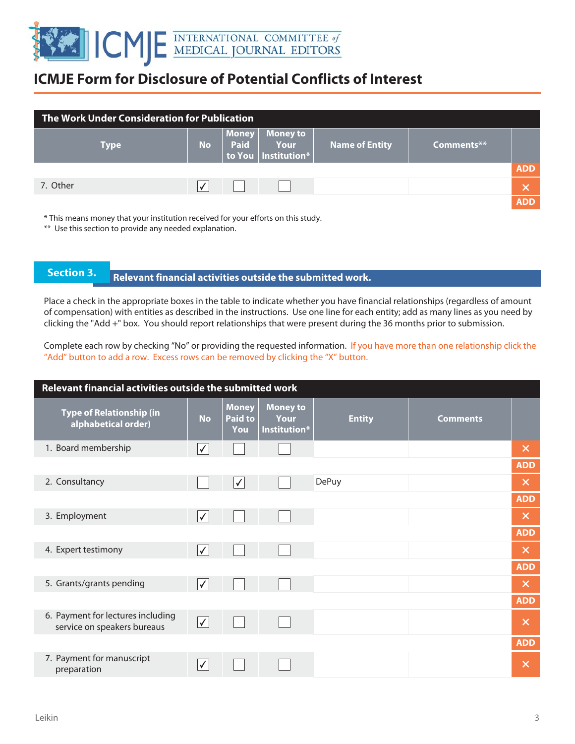# ICMJE Form for Disclosure of Potential Conflicts of Interest

| The Work Under Consideration for Publication | | | | | |
|---|---|---|---|---|---|
| **Type** | **No** | **Money Paid to You** | **Money to Your Institution*** | **Name of Entity** | **Comments**** |
| 7. Other | ✓ | ☐ | ☐ | | |

\* This means money that your institution received for your efforts on this study.
** Use this section to provide any needed explanation.

## Section 3. Relevant financial activities outside the submitted work.

Place a check in the appropriate boxes in the table to indicate whether you have financial relationships (regardless of amount of compensation) with entities as described in the instructions. Use one line for each entity; add as many lines as you need by clicking the "Add +" box. You should report relationships that were present during the 36 months prior to submission.

Complete each row by checking "No" or providing the requested information. If you have more than one relationship click the "Add" button to add a row. Excess rows can be removed by clicking the "X" button.

| Relevant financial activities outside the submitted work | | | | | |
|---|---|---|---|---|---|
| **Type of Relationship (in alphabetical order)** | **No** | **Money Paid to You** | **Money to Your Institution*** | **Entity** | **Comments** |
| 1. Board membership | ✓ | ☐ | ☐ | | |
| 2. Consultancy | ☐ | ✓ | ☐ | DePuy | |
| 3. Employment | ✓ | ☐ | ☐ | | |
| 4. Expert testimony | ✓ | ☐ | ☐ | | |
| 5. Grants/grants pending | ✓ | ☐ | ☐ | | |
| 6. Payment for lectures including service on speakers bureaus | ✓ | ☐ | ☐ | | |
| 7. Payment for manuscript preparation | ✓ | ☐ | ☐ | | |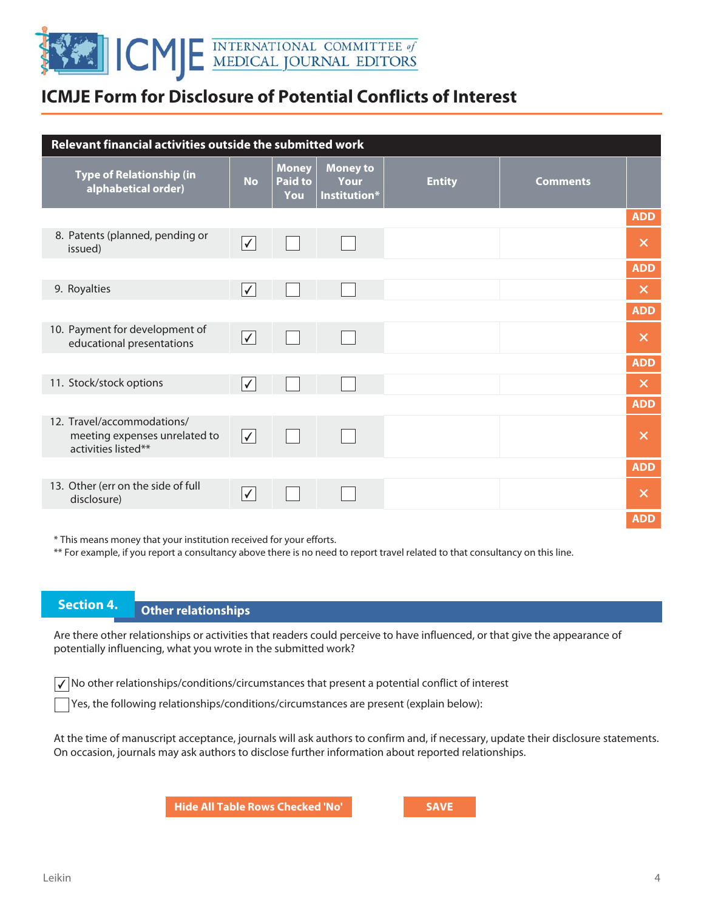# ICMJE Form for Disclosure of Potential Conflicts of Interest

| Relevant financial activities outside the submitted work | | | | | | |
|---|---|---|---|---|---|---|
| **Type of Relationship (in alphabetical order)** | **No** | **Money Paid to You** | **Money to Your Institution*** | **Entity** | **Comments** | |
| 8. Patents (planned, pending or issued) | ✓ | ☐ | ☐ | | | |
| 9. Royalties | ✓ | ☐ | ☐ | | | |
| 10. Payment for development of educational presentations | ✓ | ☐ | ☐ | | | |
| 11. Stock/stock options | ✓ | ☐ | ☐ | | | |
| 12. Travel/accommodations/ meeting expenses unrelated to activities listed** | ✓ | ☐ | ☐ | | | |
| 13. Other (err on the side of full disclosure) | ✓ | ☐ | ☐ | | | |

\* This means money that your institution received for your efforts.

\*\* For example, if you report a consultancy above there is no need to report travel related to that consultancy on this line.

## Section 4. Other relationships

Are there other relationships or activities that readers could perceive to have influenced, or that give the appearance of potentially influencing, what you wrote in the submitted work?

- ✓ No other relationships/conditions/circumstances that present a potential conflict of interest
- ☐ Yes, the following relationships/conditions/circumstances are present (explain below):

At the time of manuscript acceptance, journals will ask authors to confirm and, if necessary, update their disclosure statements. On occasion, journals may ask authors to disclose further information about reported relationships.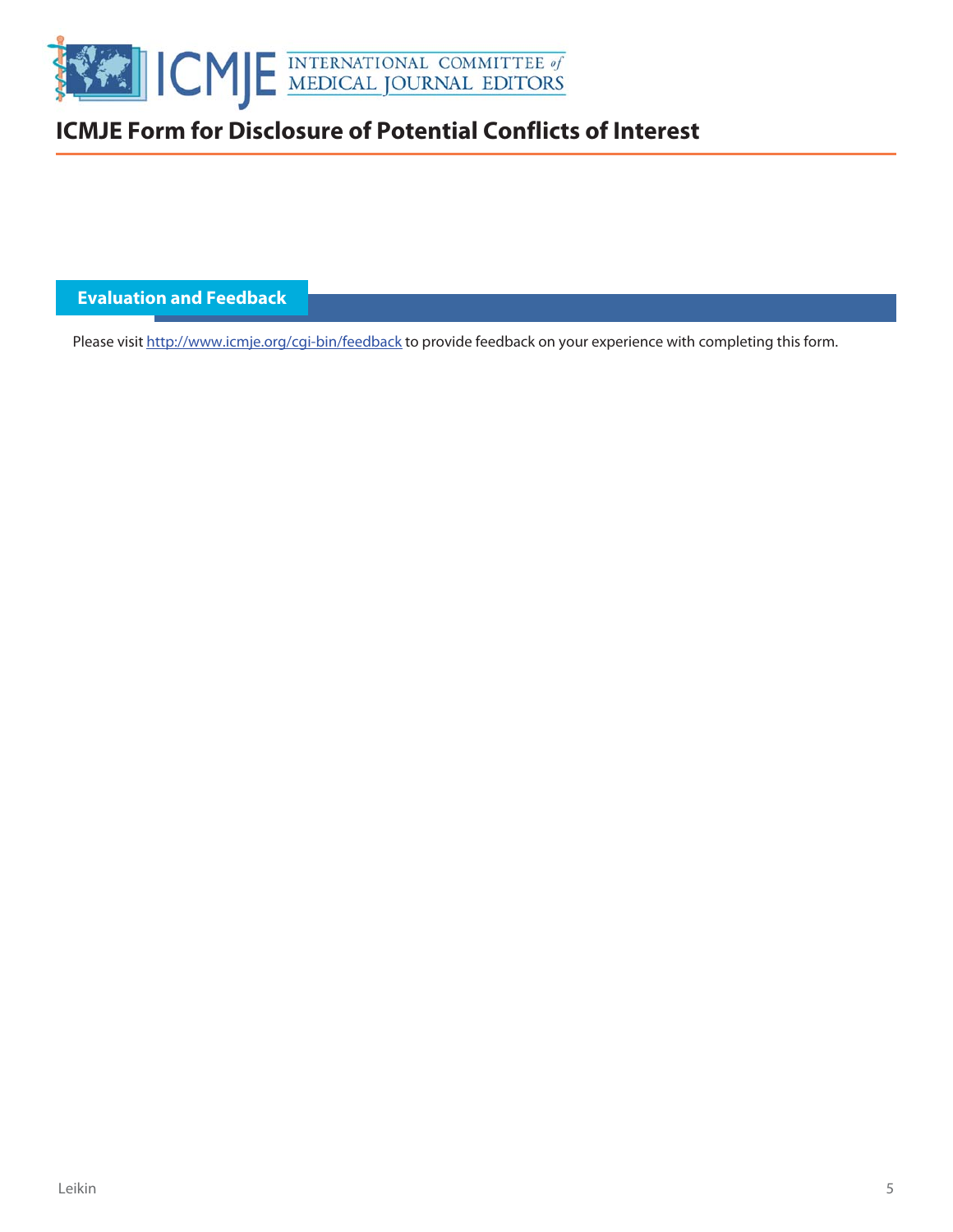# ICMJE Form for Disclosure of Potential Conflicts of Interest

## Evaluation and Feedback

Please visit http://www.icmje.org/cgi-bin/feedback to provide feedback on your experience with completing this form.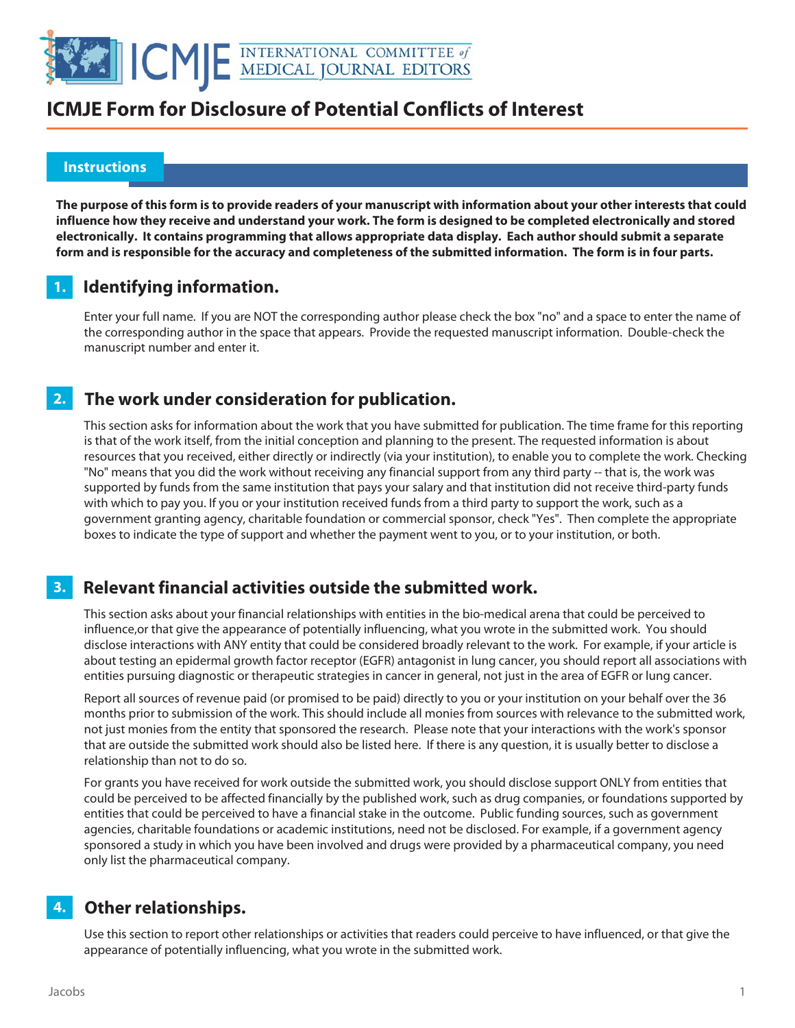# ICMJE Form for Disclosure of Potential Conflicts of Interest

## Instructions

**The purpose of this form is to provide readers of your manuscript with information about your other interests that could influence how they receive and understand your work. The form is designed to be completed electronically and stored electronically. It contains programming that allows appropriate data display. Each author should submit a separate form and is responsible for the accuracy and completeness of the submitted information. The form is in four parts.**

### 1. Identifying information.

Enter your full name. If you are NOT the corresponding author please check the box "no" and a space to enter the name of the corresponding author in the space that appears. Provide the requested manuscript information. Double-check the manuscript number and enter it.

### 2. The work under consideration for publication.

This section asks for information about the work that you have submitted for publication. The time frame for this reporting is that of the work itself, from the initial conception and planning to the present. The requested information is about resources that you received, either directly or indirectly (via your institution), to enable you to complete the work. Checking "No" means that you did the work without receiving any financial support from any third party -- that is, the work was supported by funds from the same institution that pays your salary and that institution did not receive third-party funds with which to pay you. If you or your institution received funds from a third party to support the work, such as a government granting agency, charitable foundation or commercial sponsor, check "Yes". Then complete the appropriate boxes to indicate the type of support and whether the payment went to you, or to your institution, or both.

### 3. Relevant financial activities outside the submitted work.

This section asks about your financial relationships with entities in the bio-medical arena that could be perceived to influence,or that give the appearance of potentially influencing, what you wrote in the submitted work. You should disclose interactions with ANY entity that could be considered broadly relevant to the work. For example, if your article is about testing an epidermal growth factor receptor (EGFR) antagonist in lung cancer, you should report all associations with entities pursuing diagnostic or therapeutic strategies in cancer in general, not just in the area of EGFR or lung cancer.

Report all sources of revenue paid (or promised to be paid) directly to you or your institution on your behalf over the 36 months prior to submission of the work. This should include all monies from sources with relevance to the submitted work, not just monies from the entity that sponsored the research. Please note that your interactions with the work's sponsor that are outside the submitted work should also be listed here. If there is any question, it is usually better to disclose a relationship than not to do so.

For grants you have received for work outside the submitted work, you should disclose support ONLY from entities that could be perceived to be affected financially by the published work, such as drug companies, or foundations supported by entities that could be perceived to have a financial stake in the outcome. Public funding sources, such as government agencies, charitable foundations or academic institutions, need not be disclosed. For example, if a government agency sponsored a study in which you have been involved and drugs were provided by a pharmaceutical company, you need only list the pharmaceutical company.

### 4. Other relationships.

Use this section to report other relationships or activities that readers could perceive to have influenced, or that give the appearance of potentially influencing, what you wrote in the submitted work.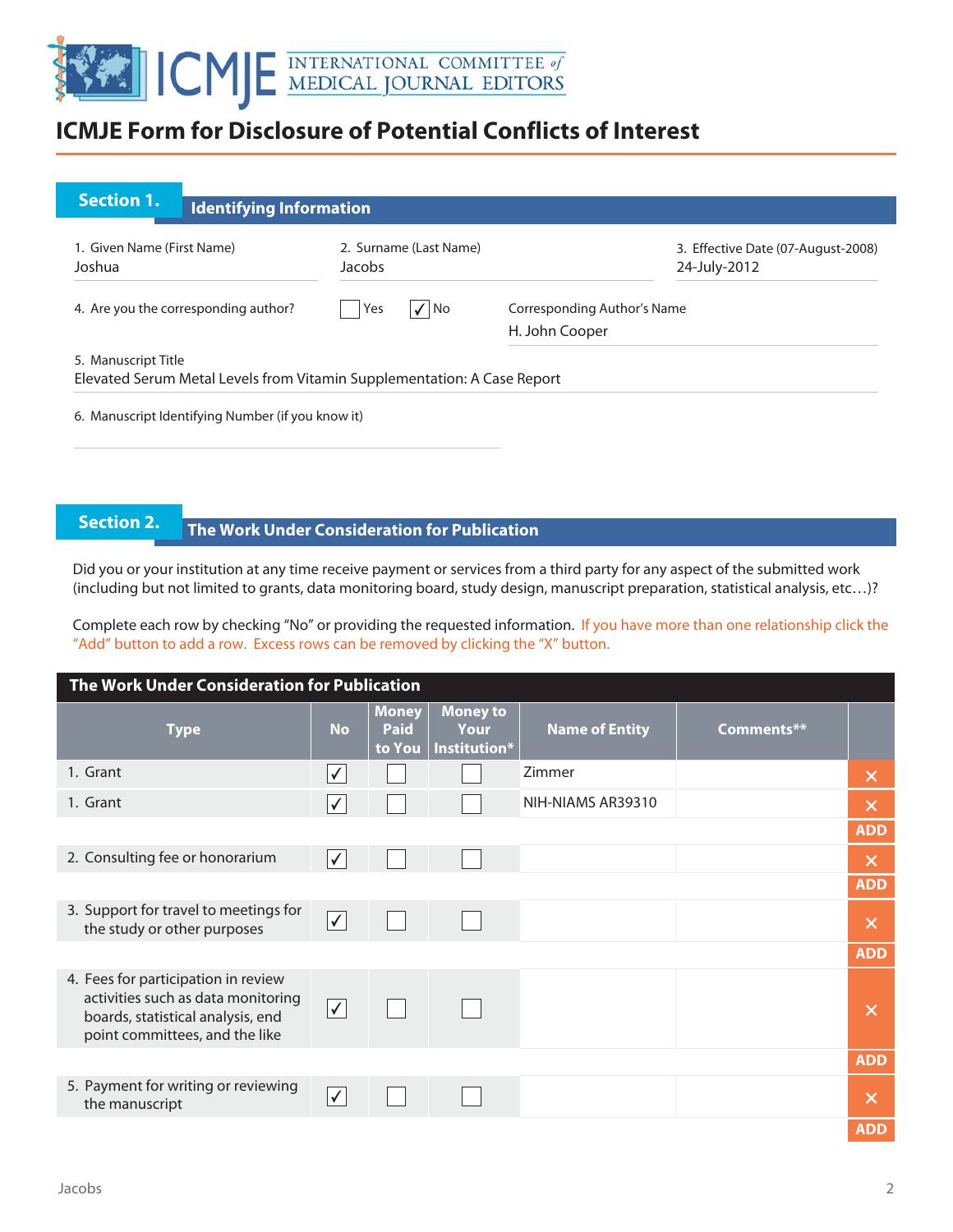# ICMJE Form for Disclosure of Potential Conflicts of Interest

## Section 1. Identifying Information

1. Given Name (First Name): Joshua
2. Surname (Last Name): Jacobs
3. Effective Date (07-August-2008): 24-July-2012

4. Are you the corresponding author? ☐ Yes ☑ No

Corresponding Author's Name: H. John Cooper

5. Manuscript Title: Elevated Serum Metal Levels from Vitamin Supplementation: A Case Report

6. Manuscript Identifying Number (if you know it):

## Section 2. The Work Under Consideration for Publication

Did you or your institution at any time receive payment or services from a third party for any aspect of the submitted work (including but not limited to grants, data monitoring board, study design, manuscript preparation, statistical analysis, etc…)?

Complete each row by checking "No" or providing the requested information. If you have more than one relationship click the "Add" button to add a row. Excess rows can be removed by clicking the "X" button.

**The Work Under Consideration for Publication**

| Type | No | Money Paid to You | Money to Your Institution* | Name of Entity | Comments** |
|---|---|---|---|---|---|
| 1. Grant | ☑ | ☐ | ☐ | Zimmer | |
| 1. Grant | ☑ | ☐ | ☐ | NIH-NIAMS AR39310 | |
| 2. Consulting fee or honorarium | ☑ | ☐ | ☐ | | |
| 3. Support for travel to meetings for the study or other purposes | ☑ | ☐ | ☐ | | |
| 4. Fees for participation in review activities such as data monitoring boards, statistical analysis, end point committees, and the like | ☑ | ☐ | ☐ | | |
| 5. Payment for writing or reviewing the manuscript | ☑ | ☐ | ☐ | | |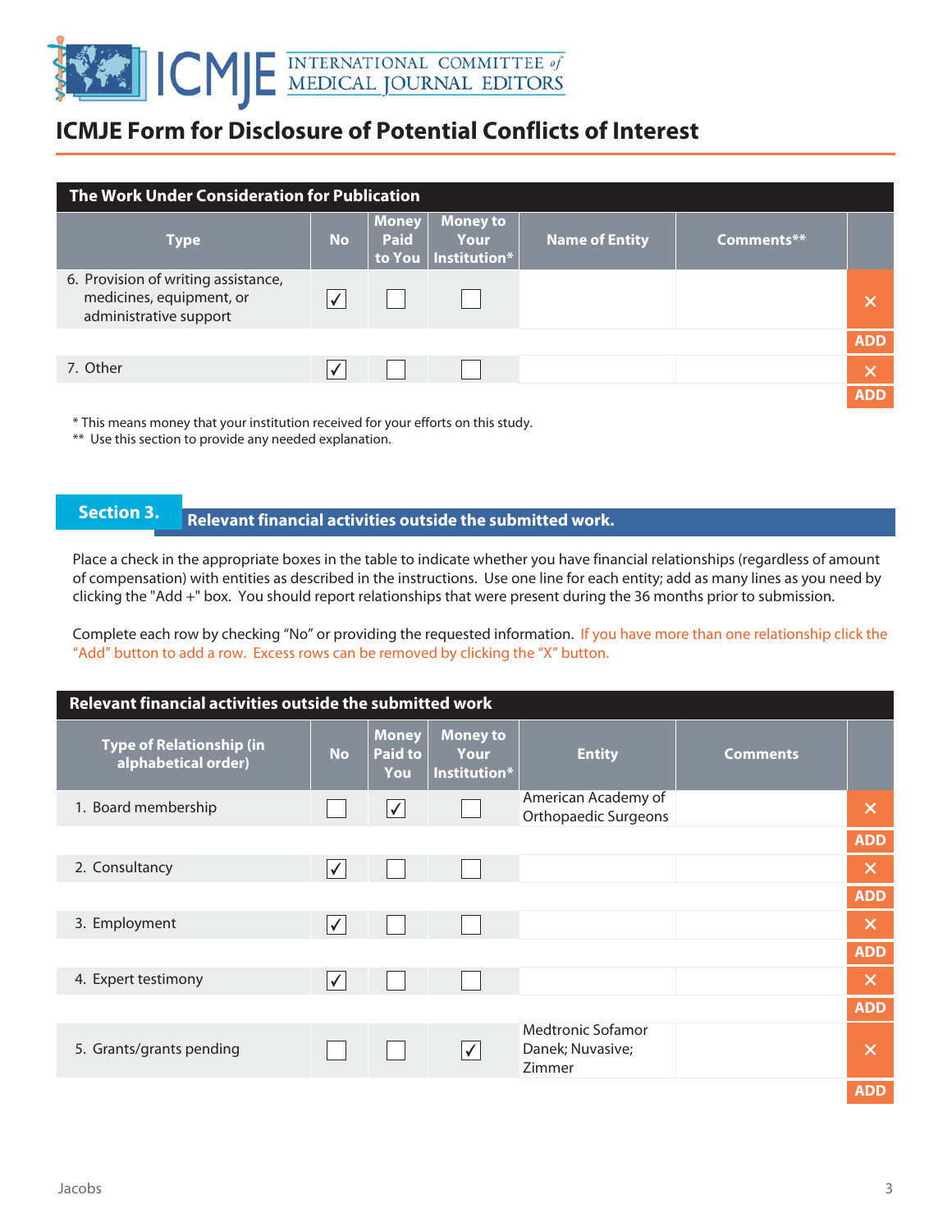# ICMJE Form for Disclosure of Potential Conflicts of Interest

**The Work Under Consideration for Publication**

| Type | No | Money Paid to You | Money to Your Institution* | Name of Entity | Comments** |
|---|---|---|---|---|---|
| 6. Provision of writing assistance, medicines, equipment, or administrative support | ✓ | | | | |
| 7. Other | ✓ | | | | |

\* This means money that your institution received for your efforts on this study.

** Use this section to provide any needed explanation.

## Section 3. Relevant financial activities outside the submitted work.

Place a check in the appropriate boxes in the table to indicate whether you have financial relationships (regardless of amount of compensation) with entities as described in the instructions. Use one line for each entity; add as many lines as you need by clicking the "Add +" box. You should report relationships that were present during the 36 months prior to submission.

Complete each row by checking "No" or providing the requested information. If you have more than one relationship click the "Add" button to add a row. Excess rows can be removed by clicking the "X" button.

**Relevant financial activities outside the submitted work**

| Type of Relationship (in alphabetical order) | No | Money Paid to You | Money to Your Institution* | Entity | Comments |
|---|---|---|---|---|---|
| 1. Board membership | | ✓ | | American Academy of Orthopaedic Surgeons | |
| 2. Consultancy | ✓ | | | | |
| 3. Employment | ✓ | | | | |
| 4. Expert testimony | ✓ | | | | |
| 5. Grants/grants pending | | | ✓ | Medtronic Sofamor Danek; Nuvasive; Zimmer | |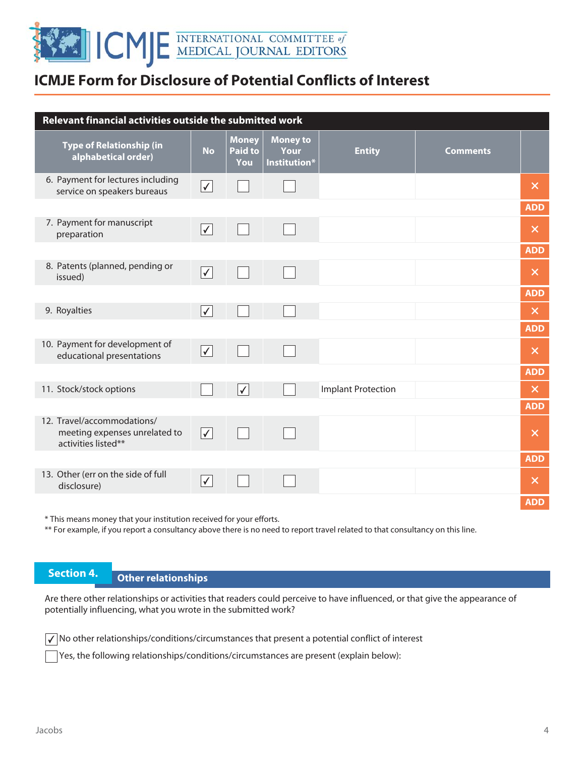ICMJE INTERNATIONAL COMMITTEE of MEDICAL JOURNAL EDITORS

# ICMJE Form for Disclosure of Potential Conflicts of Interest

**Relevant financial activities outside the submitted work**

| Type of Relationship (in alphabetical order) | No | Money Paid to You | Money to Your Institution* | Entity | Comments |
|---|---|---|---|---|---|
| 6. Payment for lectures including service on speakers bureaus | ✓ | | | | |
| 7. Payment for manuscript preparation | ✓ | | | | |
| 8. Patents (planned, pending or issued) | ✓ | | | | |
| 9. Royalties | ✓ | | | | |
| 10. Payment for development of educational presentations | ✓ | | | | |
| 11. Stock/stock options | | ✓ | | Implant Protection | |
| 12. Travel/accommodations/ meeting expenses unrelated to activities listed** | ✓ | | | | |
| 13. Other (err on the side of full disclosure) | ✓ | | | | |

* This means money that your institution received for your efforts.
** For example, if you report a consultancy above there is no need to report travel related to that consultancy on this line.

## Section 4. Other relationships

Are there other relationships or activities that readers could perceive to have influenced, or that give the appearance of potentially influencing, what you wrote in the submitted work?

☑ No other relationships/conditions/circumstances that present a potential conflict of interest

☐ Yes, the following relationships/conditions/circumstances are present (explain below):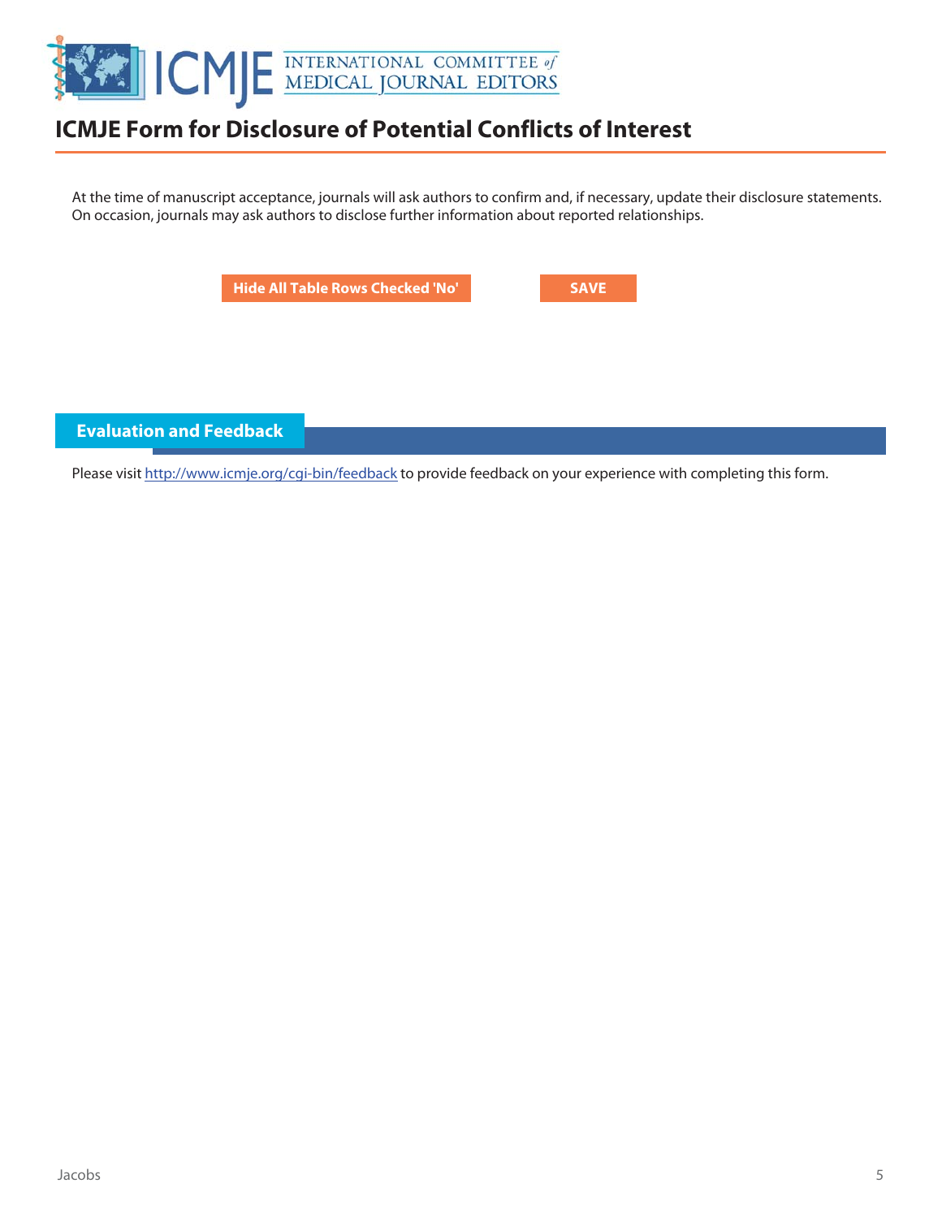# ICMJE Form for Disclosure of Potential Conflicts of Interest

At the time of manuscript acceptance, journals will ask authors to confirm and, if necessary, update their disclosure statements. On occasion, journals may ask authors to disclose further information about reported relationships.

Hide All Table Rows Checked 'No'    SAVE

## Evaluation and Feedback

Please visit http://www.icmje.org/cgi-bin/feedback to provide feedback on your experience with completing this form.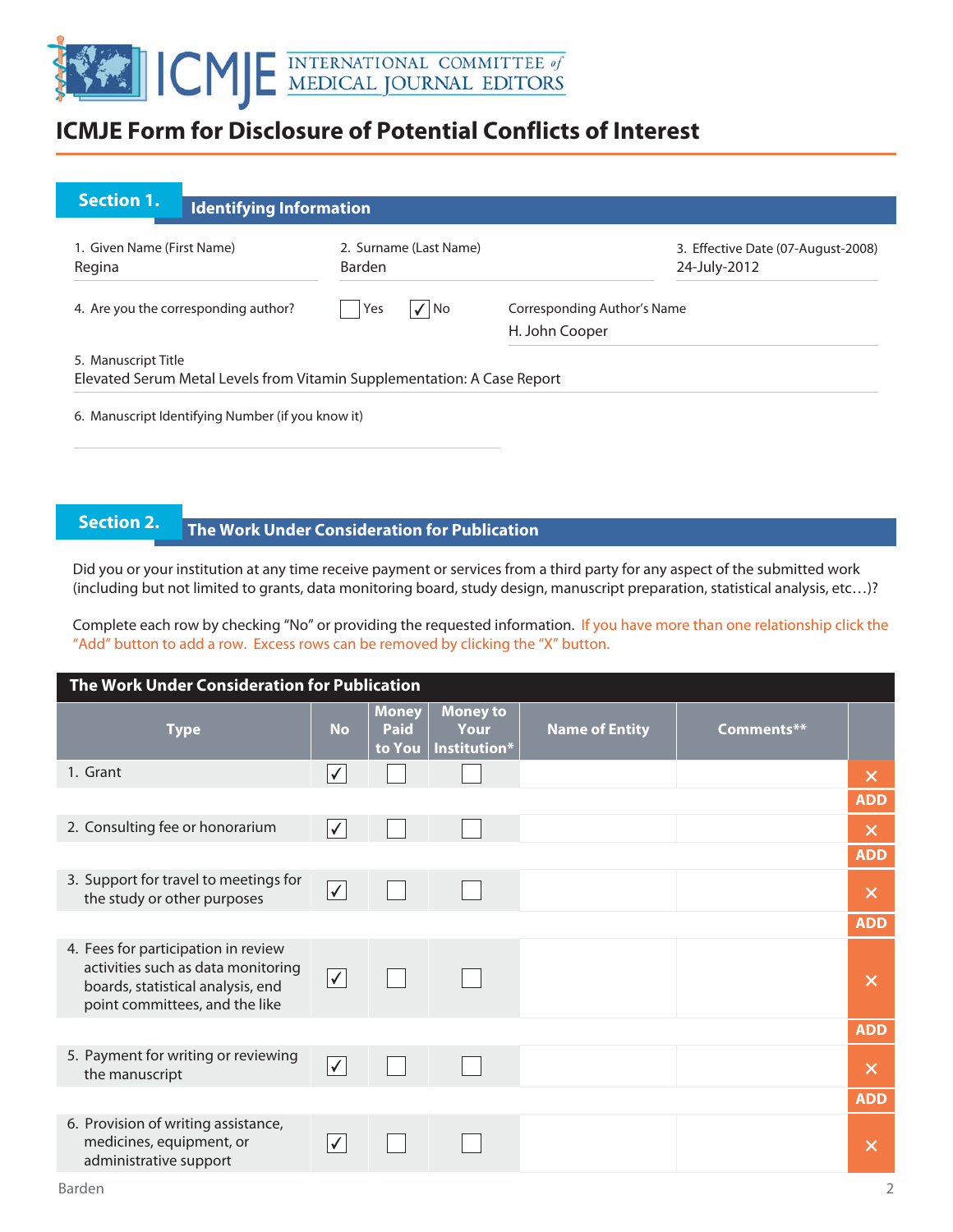ICMJE INTERNATIONAL COMMITTEE of MEDICAL JOURNAL EDITORS

# ICMJE Form for Disclosure of Potential Conflicts of Interest

## Section 1. Identifying Information

1. Given Name (First Name)
Regina

2. Surname (Last Name)
Barden

3. Effective Date (07-August-2008)
24-July-2012

4. Are you the corresponding author? ☐ Yes ☑ No

Corresponding Author's Name
H. John Cooper

5. Manuscript Title
Elevated Serum Metal Levels from Vitamin Supplementation: A Case Report

6. Manuscript Identifying Number (if you know it)

## Section 2. The Work Under Consideration for Publication

Did you or your institution at any time receive payment or services from a third party for any aspect of the submitted work (including but not limited to grants, data monitoring board, study design, manuscript preparation, statistical analysis, etc…)?

Complete each row by checking "No" or providing the requested information. If you have more than one relationship click the "Add" button to add a row. Excess rows can be removed by clicking the "X" button.

**The Work Under Consideration for Publication**

| Type | No | Money Paid to You | Money to Your Institution* | Name of Entity | Comments** |
|---|---|---|---|---|---|
| 1. Grant | ☑ | ☐ | ☐ | | |
| 2. Consulting fee or honorarium | ☑ | ☐ | ☐ | | |
| 3. Support for travel to meetings for the study or other purposes | ☑ | ☐ | ☐ | | |
| 4. Fees for participation in review activities such as data monitoring boards, statistical analysis, end point committees, and the like | ☑ | ☐ | ☐ | | |
| 5. Payment for writing or reviewing the manuscript | ☑ | ☐ | ☐ | | |
| 6. Provision of writing assistance, medicines, equipment, or administrative support | ☑ | ☐ | ☐ | | |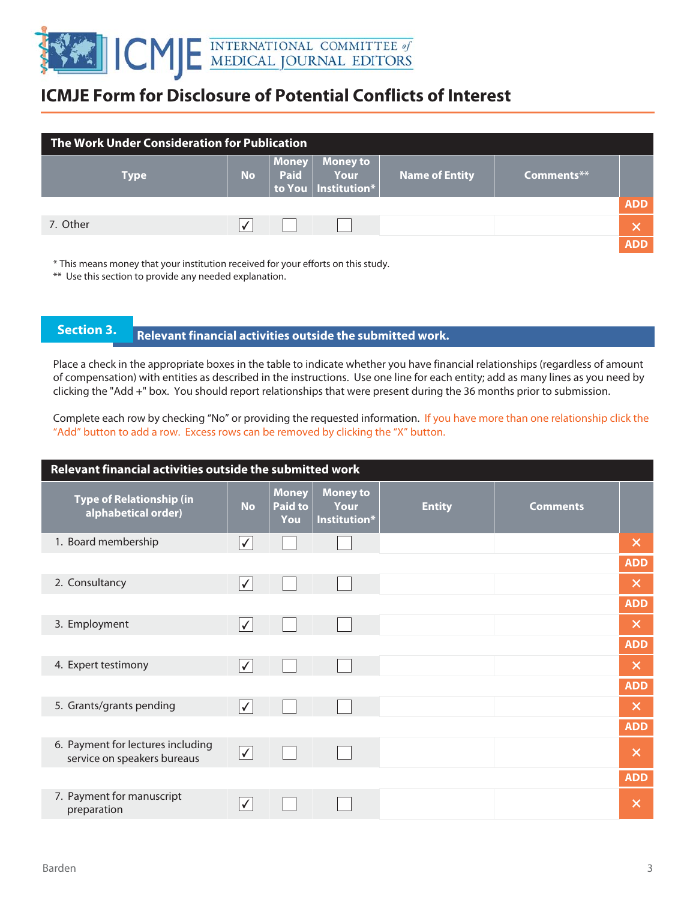# ICMJE Form for Disclosure of Potential Conflicts of Interest

| The Work Under Consideration for Publication | | | | | |
|---|---|---|---|---|---|
| Type | No | Money Paid to You | Money to Your Institution* | Name of Entity | Comments** |
| 7. Other | ✓ | ☐ | ☐ | | |

\* This means money that your institution received for your efforts on this study.

\*\* Use this section to provide any needed explanation.

## Section 3. Relevant financial activities outside the submitted work.

Place a check in the appropriate boxes in the table to indicate whether you have financial relationships (regardless of amount of compensation) with entities as described in the instructions. Use one line for each entity; add as many lines as you need by clicking the "Add +" box. You should report relationships that were present during the 36 months prior to submission.

Complete each row by checking "No" or providing the requested information. If you have more than one relationship click the "Add" button to add a row. Excess rows can be removed by clicking the "X" button.

| Relevant financial activities outside the submitted work | | | | | |
|---|---|---|---|---|---|
| Type of Relationship (in alphabetical order) | No | Money Paid to You | Money to Your Institution* | Entity | Comments |
| 1. Board membership | ✓ | ☐ | ☐ | | |
| 2. Consultancy | ✓ | ☐ | ☐ | | |
| 3. Employment | ✓ | ☐ | ☐ | | |
| 4. Expert testimony | ✓ | ☐ | ☐ | | |
| 5. Grants/grants pending | ✓ | ☐ | ☐ | | |
| 6. Payment for lectures including service on speakers bureaus | ✓ | ☐ | ☐ | | |
| 7. Payment for manuscript preparation | ✓ | ☐ | ☐ | | |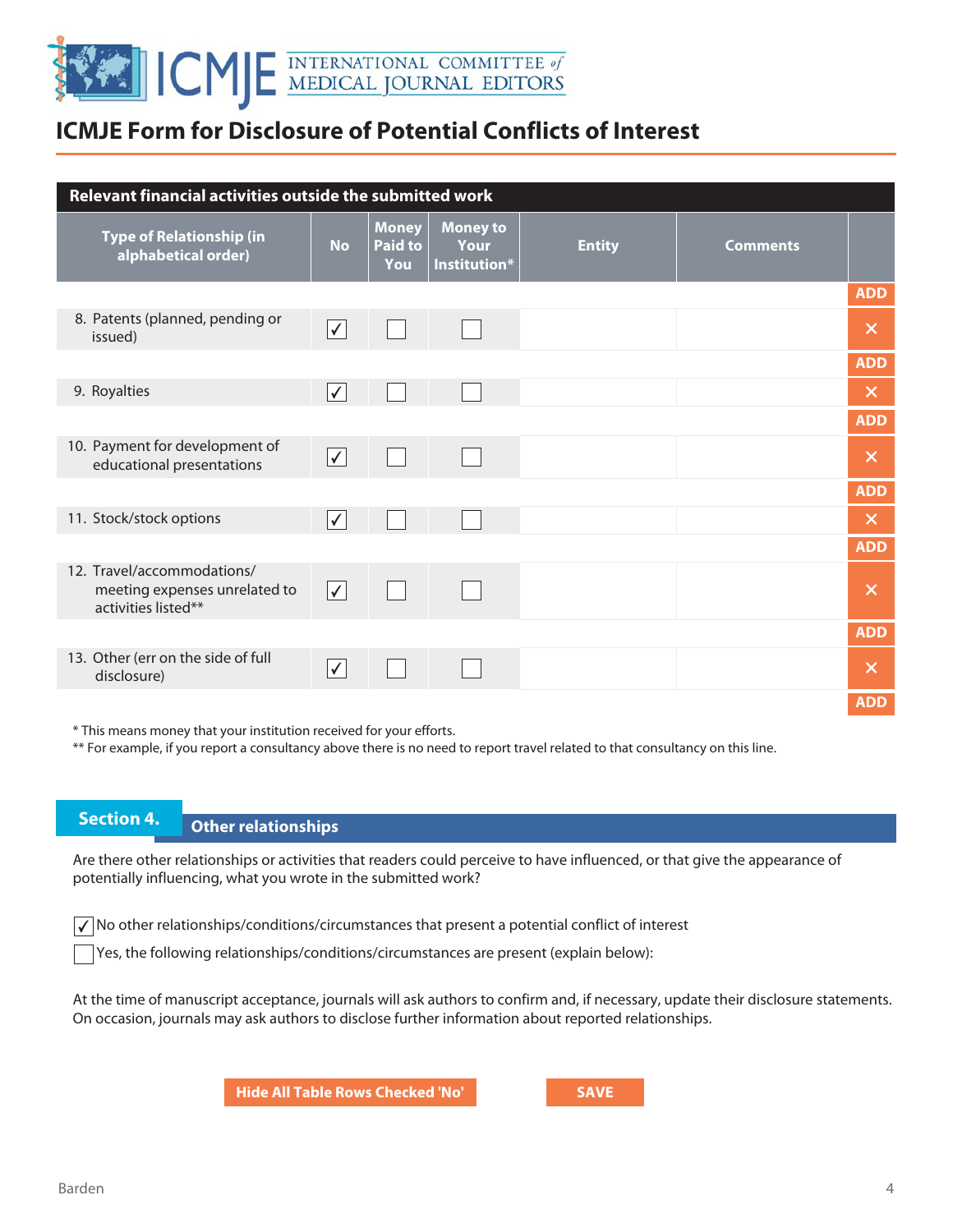# ICMJE Form for Disclosure of Potential Conflicts of Interest

| Relevant financial activities outside the submitted work | | | | | |
|---|---|---|---|---|---|
| **Type of Relationship (in alphabetical order)** | **No** | **Money Paid to You** | **Money to Your Institution*** | **Entity** | **Comments** |
| 8. Patents (planned, pending or issued) | ✓ | ☐ | ☐ | | |
| 9. Royalties | ✓ | ☐ | ☐ | | |
| 10. Payment for development of educational presentations | ✓ | ☐ | ☐ | | |
| 11. Stock/stock options | ✓ | ☐ | ☐ | | |
| 12. Travel/accommodations/ meeting expenses unrelated to activities listed** | ✓ | ☐ | ☐ | | |
| 13. Other (err on the side of full disclosure) | ✓ | ☐ | ☐ | | |

* This means money that your institution received for your efforts.

** For example, if you report a consultancy above there is no need to report travel related to that consultancy on this line.

## Section 4. Other relationships

Are there other relationships or activities that readers could perceive to have influenced, or that give the appearance of potentially influencing, what you wrote in the submitted work?

- ✓ No other relationships/conditions/circumstances that present a potential conflict of interest
- ☐ Yes, the following relationships/conditions/circumstances are present (explain below):

At the time of manuscript acceptance, journals will ask authors to confirm and, if necessary, update their disclosure statements. On occasion, journals may ask authors to disclose further information about reported relationships.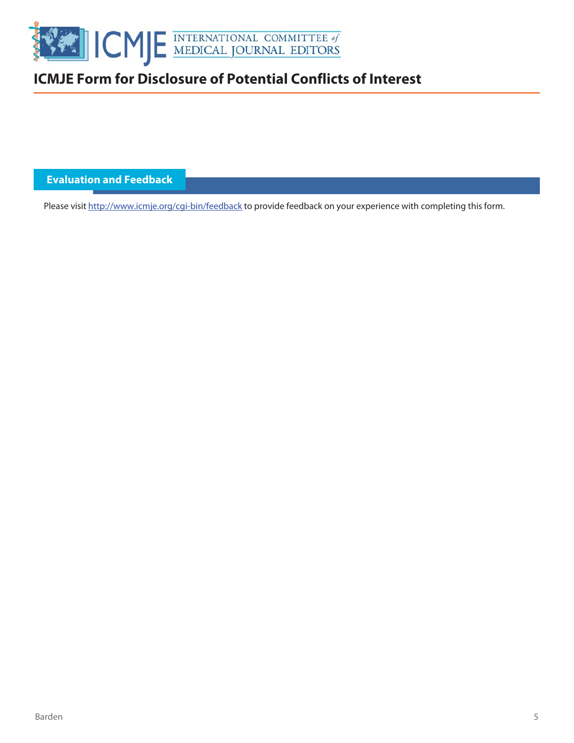# ICMJE Form for Disclosure of Potential Conflicts of Interest

## Evaluation and Feedback

Please visit http://www.icmje.org/cgi-bin/feedback to provide feedback on your experience with completing this form.